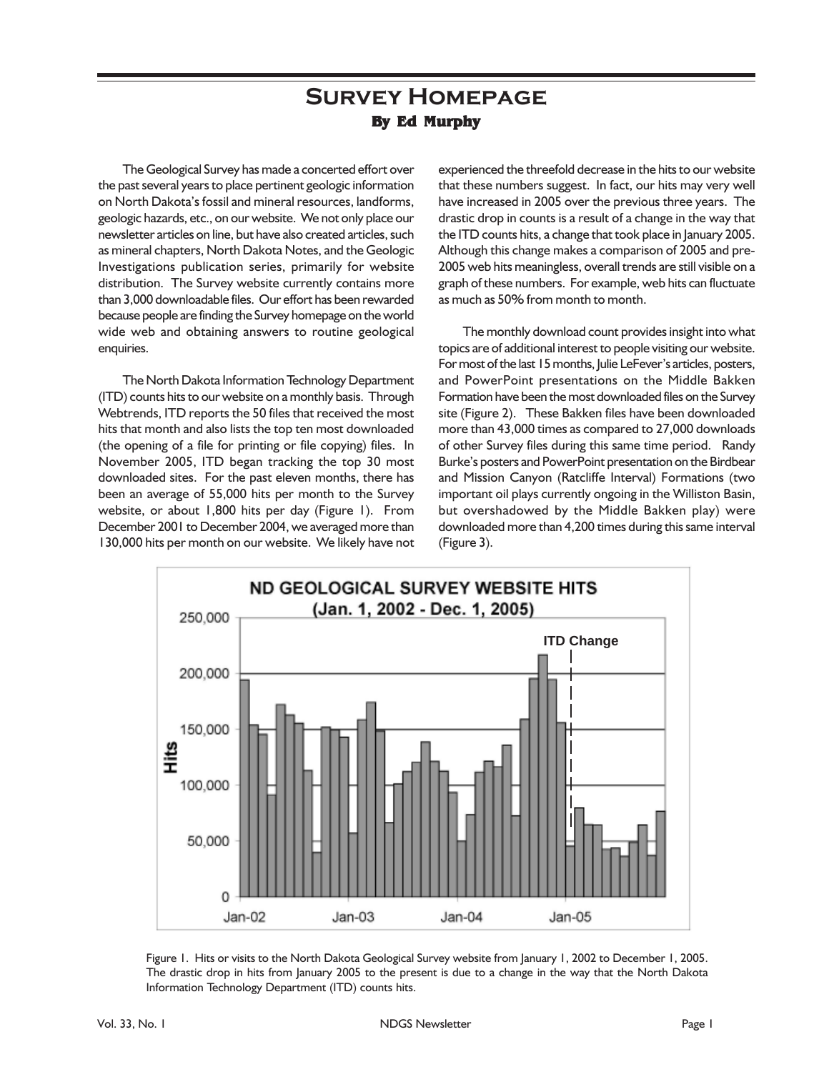# Survey Homepage

**By Ed Murphy**

The Geological Survey has made a concerted effort over the past several years to place pertinent geologic information on North Dakota's fossil and mineral resources, landforms, geologic hazards, etc., on our website. We not only place our newsletter articles on line, but have also created articles, such as mineral chapters, North Dakota Notes, and the Geologic Investigations publication series, primarily for website distribution. The Survey website currently contains more than 3,000 downloadable files. Our effort has been rewarded because people are finding the Survey homepage on the world wide web and obtaining answers to routine geological enquiries.

The North Dakota Information Technology Department (ITD) counts hits to our website on a monthly basis. Through Webtrends, ITD reports the 50 files that received the most hits that month and also lists the top ten most downloaded (the opening of a file for printing or file copying) files. In November 2005, ITD began tracking the top 30 most downloaded sites. For the past eleven months, there has been an average of 55,000 hits per month to the Survey website, or about 1,800 hits per day (Figure 1). From December 2001 to December 2004, we averaged more than 130,000 hits per month on our website. We likely have not experienced the threefold decrease in the hits to our website that these numbers suggest. In fact, our hits may very well have increased in 2005 over the previous three years. The drastic drop in counts is a result of a change in the way that the ITD counts hits, a change that took place in January 2005. Although this change makes a comparison of 2005 and pre-2005 web hits meaningless, overall trends are still visible on a graph of these numbers. For example, web hits can fluctuate as much as 50% from month to month.

The monthly download count provides insight into what topics are of additional interest to people visiting our website. For most of the last 15 months, Julie LeFever's articles, posters, and PowerPoint presentations on the Middle Bakken Formation have been the most downloaded files on the Survey site (Figure 2). These Bakken files have been downloaded more than 43,000 times as compared to 27,000 downloads of other Survey files during this same time period. Randy Burke's posters and PowerPoint presentation on the Birdbear and Mission Canyon (Ratcliffe Interval) Formations (two important oil plays currently ongoing in the Williston Basin, but overshadowed by the Middle Bakken play) were downloaded more than 4,200 times during this same interval (Figure 3).

Figure 1. Hits or visits to the North Dakota Geological Survey website from January 1, 2002 to December 1, 2005. The drastic drop in hits from January 2005 to the present is due to a change in the way that the North Dakota Information Technology Department (ITD) counts hits.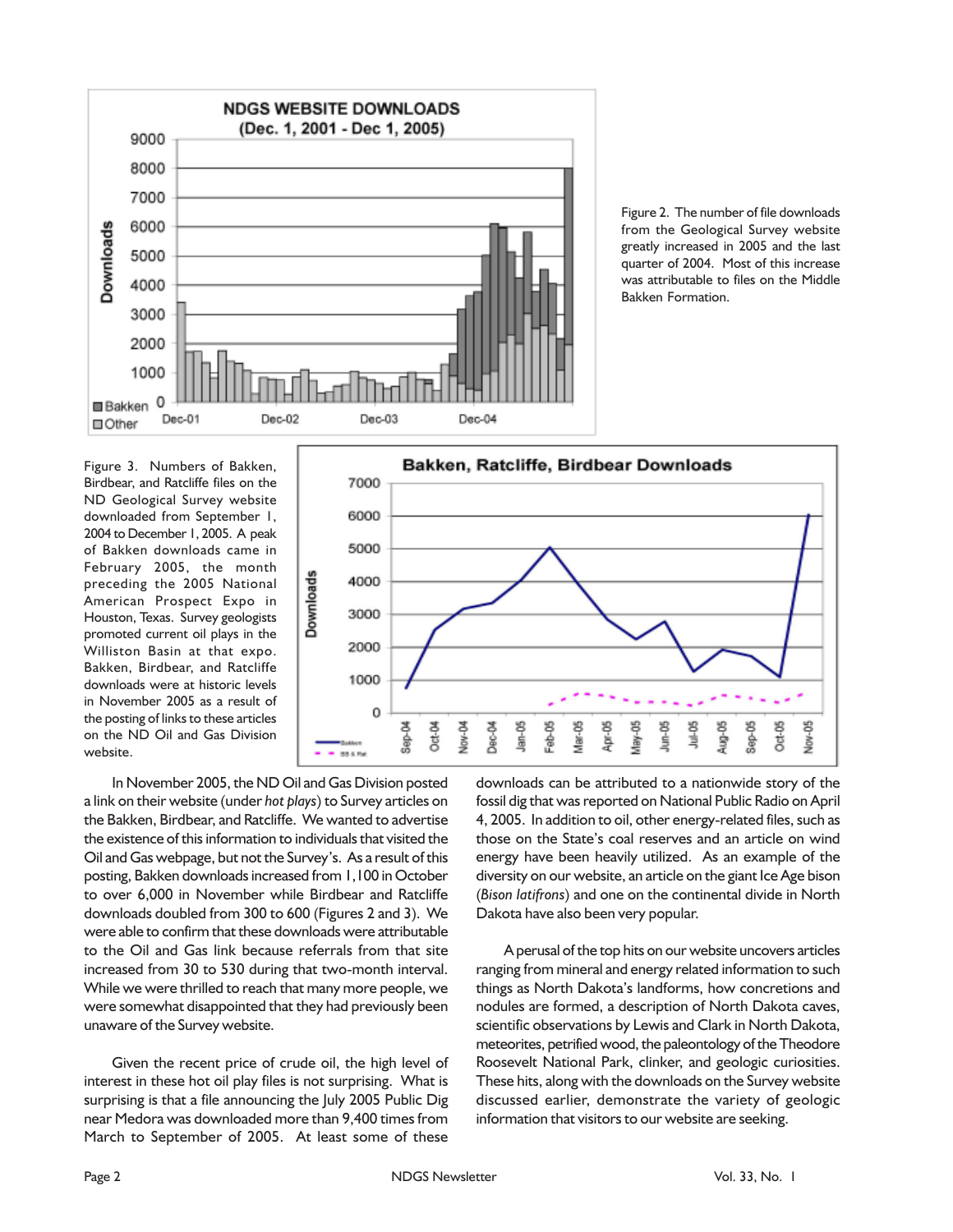NDGS WEBSITE DOWNLOADS
(Dec. 1, 2001 - Dec 1, 2005)

Downloads

9000
8000
7000
6000
5000
4000
3000
2000
1000
0

Bakken
Other

Dec-01
Dec-02
Dec-03
Dec-04

Figure 2. The number of file downloads from the Geological Survey website greatly increased in 2005 and the last quarter of 2004. Most of this increase was attributable to files on the Middle Bakken Formation.

Bakken, Ratcliffe, Birdbear Downloads

Downloads

7000
6000
5000
4000
3000
2000
1000
0

Sep-04
Oct-04
Nov-04
Dec-04
Jan-05
Feb-05
Mar-05
Apr-05
May-05
Jun-05
Jul-05
Aug-05
Sep-05
Oct-05
Nov-05

Figure 3. Numbers of Bakken, Birdbear, and Ratcliffe files on the ND Geological Survey website downloaded from September 1, 2004 to December 1, 2005. A peak of Bakken downloads came in February 2005, the month preceding the 2005 National American Prospect Expo in Houston, Texas. Survey geologists promoted current oil plays in the Williston Basin at that expo. Bakken, Birdbear, and Ratcliffe downloads were at historic levels in November 2005 as a result of the posting of links to these articles on the ND Oil and Gas Division website.

In November 2005, the ND Oil and Gas Division posted a link on their website (under *hot plays*) to Survey articles on the Bakken, Birdbear, and Ratcliffe. We wanted to advertise the existence of this information to individuals that visited the Oil and Gas webpage, but not the Survey's. As a result of this posting, Bakken downloads increased from 1,100 in October to over 6,000 in November while Birdbear and Ratcliffe downloads doubled from 300 to 600 (Figures 2 and 3). We were able to confirm that these downloads were attributable to the Oil and Gas link because referrals from that site increased from 30 to 530 during that two-month interval. While we were thrilled to reach that many more people, we were somewhat disappointed that they had previously been unaware of the Survey website.

Given the recent price of crude oil, the high level of interest in these hot oil play files is not surprising. What is surprising is that a file announcing the July 2005 Public Dig near Medora was downloaded more than 9,400 times from March to September of 2005. At least some of these downloads can be attributed to a nationwide story of the fossil dig that was reported on National Public Radio on April 4, 2005. In addition to oil, other energy-related files, such as those on the State's coal reserves and an article on wind energy have been heavily utilized. As an example of the diversity on our website, an article on the giant Ice Age bison (*Bison latifrons*) and one on the continental divide in North Dakota have also been very popular.

A perusal of the top hits on our website uncovers articles ranging from mineral and energy related information to such things as North Dakota's landforms, how concretions and nodules are formed, a description of North Dakota caves, scientific observations by Lewis and Clark in North Dakota, meteorites, petrified wood, the paleontology of the Theodore Roosevelt National Park, clinker, and geologic curiosities. These hits, along with the downloads on the Survey website discussed earlier, demonstrate the variety of geologic information that visitors to our website are seeking.